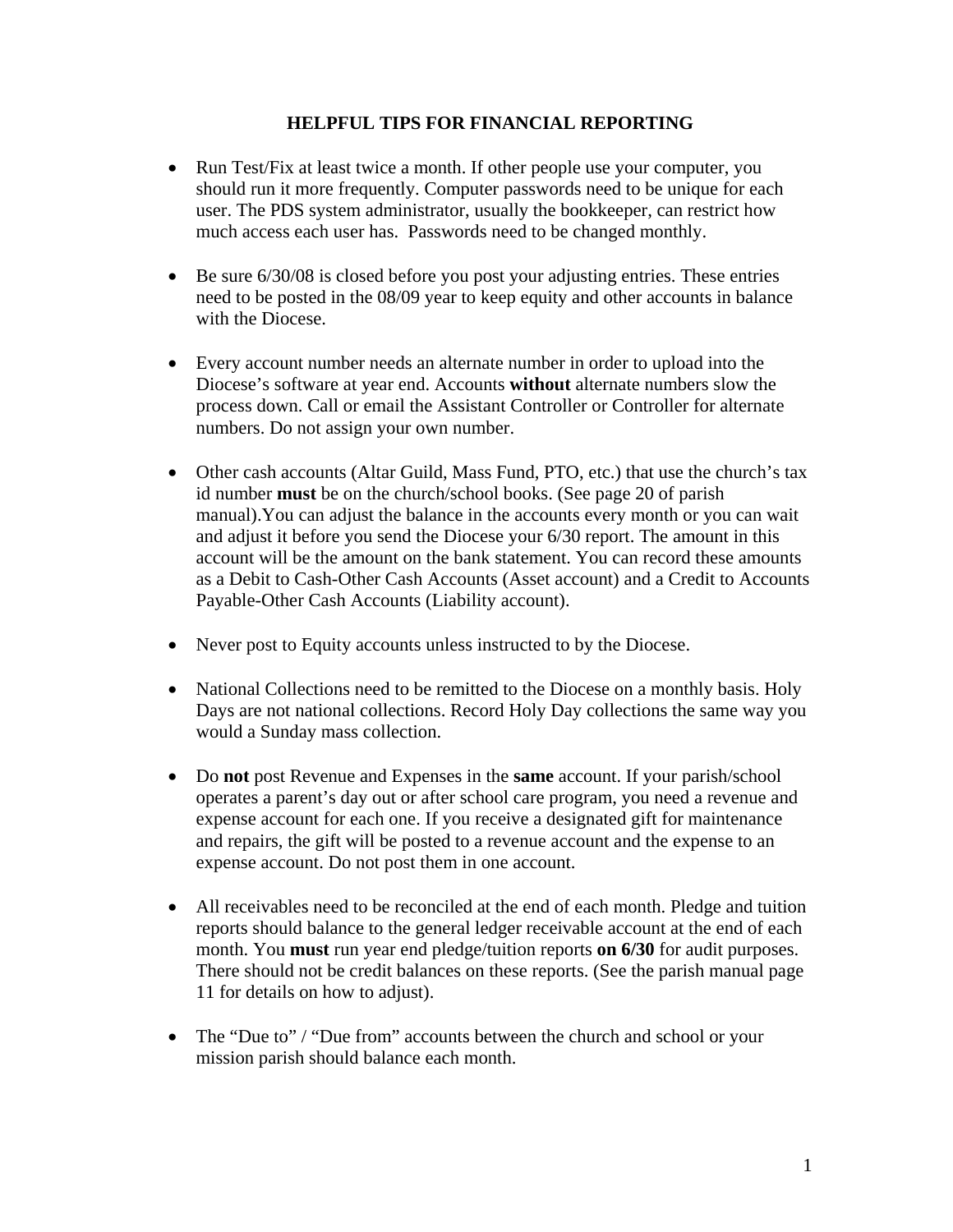# HELPFUL TIPS FOR FINANCIAL REPORTING

- Run Test/Fix at least twice a month. If other people use your computer, you should run it more frequently. Computer passwords need to be unique for each user. The PDS system administrator, usually the bookkeeper, can restrict how much access each user has. Passwords need to be changed monthly.

- Be sure 6/30/08 is closed before you post your adjusting entries. These entries need to be posted in the 08/09 year to keep equity and other accounts in balance with the Diocese.

- Every account number needs an alternate number in order to upload into the Diocese's software at year end. Accounts **without** alternate numbers slow the process down. Call or email the Assistant Controller or Controller for alternate numbers. Do not assign your own number.

- Other cash accounts (Altar Guild, Mass Fund, PTO, etc.) that use the church's tax id number **must** be on the church/school books. (See page 20 of parish manual).You can adjust the balance in the accounts every month or you can wait and adjust it before you send the Diocese your 6/30 report. The amount in this account will be the amount on the bank statement. You can record these amounts as a Debit to Cash-Other Cash Accounts (Asset account) and a Credit to Accounts Payable-Other Cash Accounts (Liability account).

- Never post to Equity accounts unless instructed to by the Diocese.

- National Collections need to be remitted to the Diocese on a monthly basis. Holy Days are not national collections. Record Holy Day collections the same way you would a Sunday mass collection.

- Do **not** post Revenue and Expenses in the **same** account. If your parish/school operates a parent's day out or after school care program, you need a revenue and expense account for each one. If you receive a designated gift for maintenance and repairs, the gift will be posted to a revenue account and the expense to an expense account. Do not post them in one account.

- All receivables need to be reconciled at the end of each month. Pledge and tuition reports should balance to the general ledger receivable account at the end of each month. You **must** run year end pledge/tuition reports **on 6/30** for audit purposes. There should not be credit balances on these reports. (See the parish manual page 11 for details on how to adjust).

- The "Due to" / "Due from" accounts between the church and school or your mission parish should balance each month.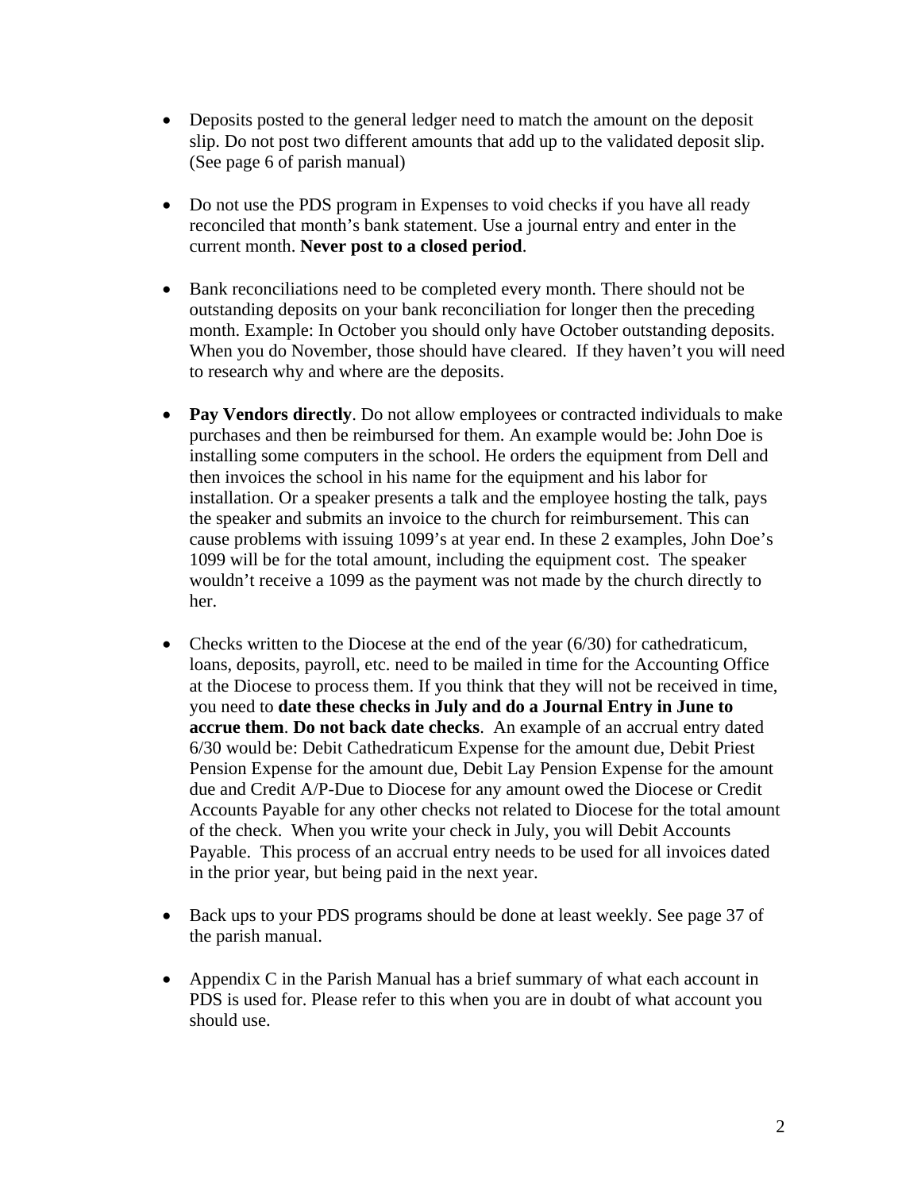- Deposits posted to the general ledger need to match the amount on the deposit slip. Do not post two different amounts that add up to the validated deposit slip. (See page 6 of parish manual)

- Do not use the PDS program in Expenses to void checks if you have all ready reconciled that month's bank statement. Use a journal entry and enter in the current month. **Never post to a closed period**.

- Bank reconciliations need to be completed every month. There should not be outstanding deposits on your bank reconciliation for longer then the preceding month. Example: In October you should only have October outstanding deposits. When you do November, those should have cleared. If they haven't you will need to research why and where are the deposits.

- **Pay Vendors directly**. Do not allow employees or contracted individuals to make purchases and then be reimbursed for them. An example would be: John Doe is installing some computers in the school. He orders the equipment from Dell and then invoices the school in his name for the equipment and his labor for installation. Or a speaker presents a talk and the employee hosting the talk, pays the speaker and submits an invoice to the church for reimbursement. This can cause problems with issuing 1099's at year end. In these 2 examples, John Doe's 1099 will be for the total amount, including the equipment cost. The speaker wouldn't receive a 1099 as the payment was not made by the church directly to her.

- Checks written to the Diocese at the end of the year (6/30) for cathedraticum, loans, deposits, payroll, etc. need to be mailed in time for the Accounting Office at the Diocese to process them. If you think that they will not be received in time, you need to **date these checks in July and do a Journal Entry in June to accrue them**. **Do not back date checks**. An example of an accrual entry dated 6/30 would be: Debit Cathedraticum Expense for the amount due, Debit Priest Pension Expense for the amount due, Debit Lay Pension Expense for the amount due and Credit A/P-Due to Diocese for any amount owed the Diocese or Credit Accounts Payable for any other checks not related to Diocese for the total amount of the check. When you write your check in July, you will Debit Accounts Payable. This process of an accrual entry needs to be used for all invoices dated in the prior year, but being paid in the next year.

- Back ups to your PDS programs should be done at least weekly. See page 37 of the parish manual.

- Appendix C in the Parish Manual has a brief summary of what each account in PDS is used for. Please refer to this when you are in doubt of what account you should use.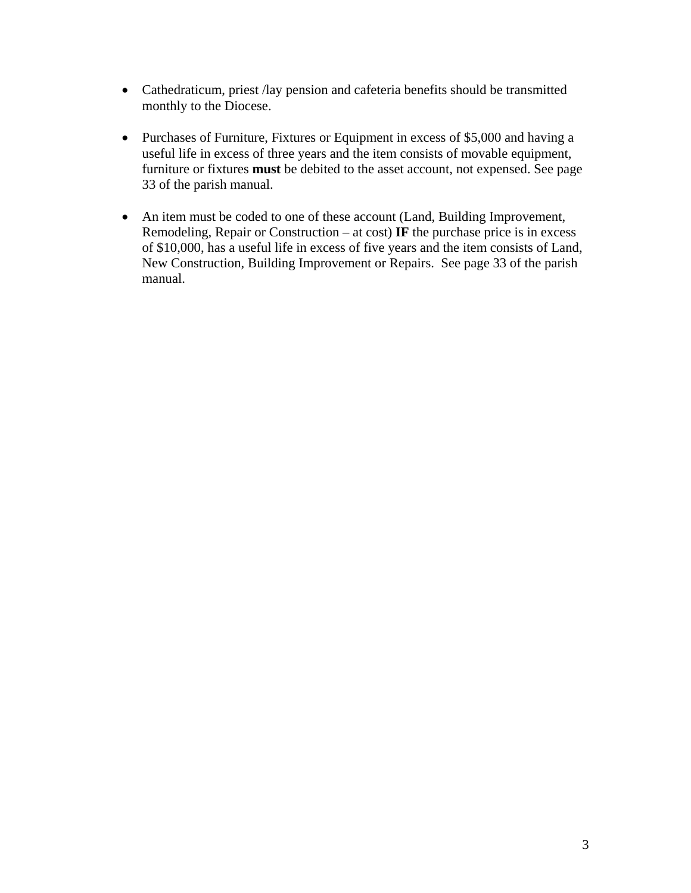- Cathedraticum, priest /lay pension and cafeteria benefits should be transmitted monthly to the Diocese.

- Purchases of Furniture, Fixtures or Equipment in excess of $5,000 and having a useful life in excess of three years and the item consists of movable equipment, furniture or fixtures **must** be debited to the asset account, not expensed. See page 33 of the parish manual.

- An item must be coded to one of these account (Land, Building Improvement, Remodeling, Repair or Construction – at cost) **IF** the purchase price is in excess of $10,000, has a useful life in excess of five years and the item consists of Land, New Construction, Building Improvement or Repairs. See page 33 of the parish manual.